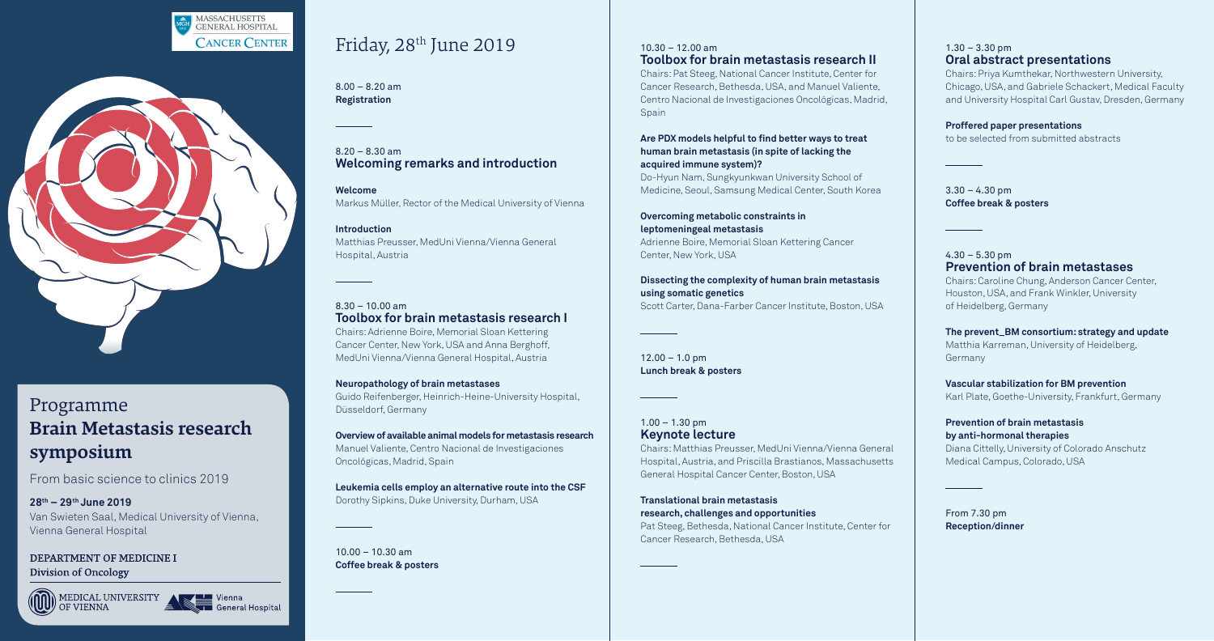MASSACHUSETTS GENERAL HOSPITAL
CANCER CENTER

# Programme
# Brain Metastasis research symposium

From basic science to clinics 2019

**28th – 29th June 2019**
Van Swieten Saal, Medical University of Vienna, Vienna General Hospital

DEPARTMENT OF MEDICINE I
Division of Oncology

MEDICAL UNIVERSITY OF VIENNA
Vienna General Hospital

## Friday, 28th June 2019

8.00 – 8.20 am
**Registration**

8.20 – 8.30 am
### Welcoming remarks and introduction

**Welcome**
Markus Müller, Rector of the Medical University of Vienna

**Introduction**
Matthias Preusser, MedUni Vienna/Vienna General Hospital, Austria

8.30 – 10.00 am
### Toolbox for brain metastasis research I

Chairs: Adrienne Boire, Memorial Sloan Kettering Cancer Center, New York, USA and Anna Berghoff, MedUni Vienna/Vienna General Hospital, Austria

**Neuropathology of brain metastases**
Guido Reifenberger, Heinrich-Heine-University Hospital, Düsseldorf, Germany

**Overview of available animal models for metastasis research**
Manuel Valiente, Centro Nacional de Investigaciones Oncológicas, Madrid, Spain

**Leukemia cells employ an alternative route into the CSF**
Dorothy Sipkins, Duke University, Durham, USA

10.00 – 10.30 am
**Coffee break & posters**

10.30 – 12.00 am
### Toolbox for brain metastasis research II

Chairs: Pat Steeg, National Cancer Institute, Center for Cancer Research, Bethesda, USA, and Manuel Valiente, Centro Nacional de Investigaciones Oncológicas, Madrid, Spain

**Are PDX models helpful to find better ways to treat human brain metastasis (in spite of lacking the acquired immune system)?**
Do-Hyun Nam, Sungkyunkwan University School of Medicine, Seoul, Samsung Medical Center, South Korea

**Overcoming metabolic constraints in leptomeningeal metastasis**
Adrienne Boire, Memorial Sloan Kettering Cancer Center, New York, USA

**Dissecting the complexity of human brain metastasis using somatic genetics**
Scott Carter, Dana-Farber Cancer Institute, Boston, USA

12.00 – 1.0 pm
**Lunch break & posters**

1.00 – 1.30 pm
### Keynote lecture

Chairs: Matthias Preusser, MedUni Vienna/Vienna General Hospital, Austria, and Priscilla Brastianos, Massachusetts General Hospital Cancer Center, Boston, USA

**Translational brain metastasis research, challenges and opportunities**
Pat Steeg, Bethesda, National Cancer Institute, Center for Cancer Research, Bethesda, USA

1.30 – 3.30 pm
### Oral abstract presentations

Chairs: Priya Kumthekar, Northwestern University, Chicago, USA, and Gabriele Schackert, Medical Faculty and University Hospital Carl Gustav, Dresden, Germany

**Proffered paper presentations**
to be selected from submitted abstracts

3.30 – 4.30 pm
**Coffee break & posters**

4.30 – 5.30 pm
### Prevention of brain metastases

Chairs: Caroline Chung, Anderson Cancer Center, Houston, USA, and Frank Winkler, University of Heidelberg, Germany

**The prevent_BM consortium: strategy and update**
Matthia Karreman, University of Heidelberg, Germany

**Vascular stabilization for BM prevention**
Karl Plate, Goethe-University, Frankfurt, Germany

**Prevention of brain metastasis by anti-hormonal therapies**
Diana Cittelly, University of Colorado Anschutz Medical Campus, Colorado, USA

From 7.30 pm
**Reception/dinner**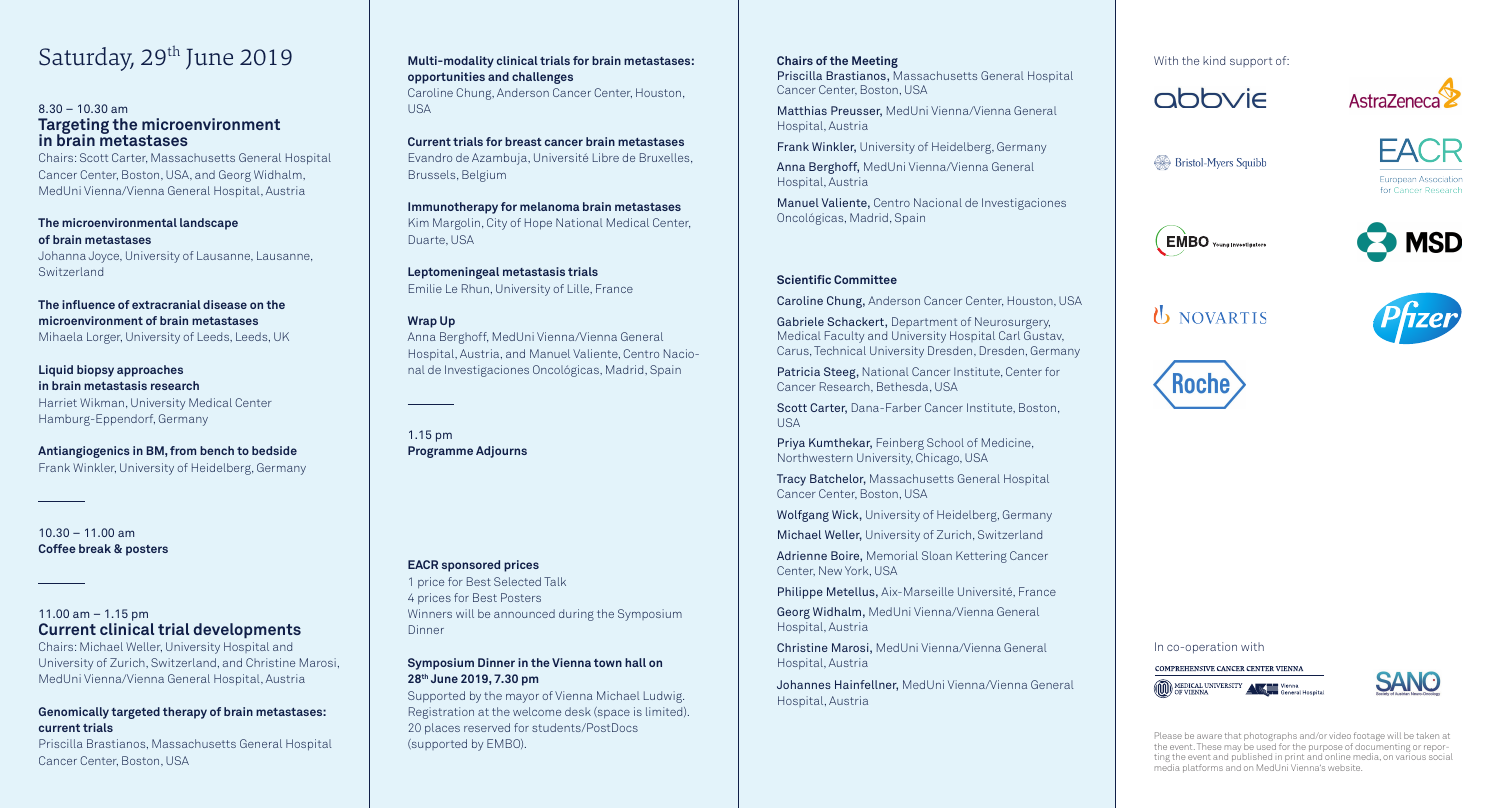# Saturday, 29th June 2019

8.30 – 10.30 am

## Targeting the microenvironment in brain metastases

Chairs: Scott Carter, Massachusetts General Hospital Cancer Center, Boston, USA, and Georg Widhalm, MedUni Vienna/Vienna General Hospital, Austria

**The microenvironmental landscape of brain metastases**
Johanna Joyce, University of Lausanne, Lausanne, Switzerland

**The influence of extracranial disease on the microenvironment of brain metastases**
Mihaela Lorger, University of Leeds, Leeds, UK

**Liquid biopsy approaches in brain metastasis research**
Harriet Wikman, University Medical Center Hamburg-Eppendorf, Germany

**Antiangiogenics in BM, from bench to bedside**
Frank Winkler, University of Heidelberg, Germany

10.30 – 11.00 am
**Coffee break & posters**

11.00 am – 1.15 pm

## Current clinical trial developments

Chairs: Michael Weller, University Hospital and University of Zurich, Switzerland, and Christine Marosi, MedUni Vienna/Vienna General Hospital, Austria

**Genomically targeted therapy of brain metastases: current trials**
Priscilla Brastianos, Massachusetts General Hospital Cancer Center, Boston, USA

**Multi-modality clinical trials for brain metastases: opportunities and challenges**
Caroline Chung, Anderson Cancer Center, Houston, USA

**Current trials for breast cancer brain metastases**
Evandro de Azambuja, Université Libre de Bruxelles, Brussels, Belgium

**Immunotherapy for melanoma brain metastases**
Kim Margolin, City of Hope National Medical Center, Duarte, USA

**Leptomeningeal metastasis trials**
Emilie Le Rhun, University of Lille, France

**Wrap Up**
Anna Berghoff, MedUni Vienna/Vienna General Hospital, Austria, and Manuel Valiente, Centro Nacional de Investigaciones Oncológicas, Madrid, Spain

1.15 pm
**Programme Adjourns**

**EACR sponsored prices**
1 price for Best Selected Talk
4 prices for Best Posters
Winners will be announced during the Symposium Dinner

**Symposium Dinner in the Vienna town hall on 28th June 2019, 7.30 pm**
Supported by the mayor of Vienna Michael Ludwig. Registration at the welcome desk (space is limited). 20 places reserved for students/PostDocs (supported by EMBO).

**Chairs of the Meeting**

Priscilla Brastianos, Massachusetts General Hospital Cancer Center, Boston, USA

Matthias Preusser, MedUni Vienna/Vienna General Hospital, Austria

Frank Winkler, University of Heidelberg, Germany

Anna Berghoff, MedUni Vienna/Vienna General Hospital, Austria

Manuel Valiente, Centro Nacional de Investigaciones Oncológicas, Madrid, Spain

**Scientific Committee**

Caroline Chung, Anderson Cancer Center, Houston, USA

Gabriele Schackert, Department of Neurosurgery, Medical Faculty and University Hospital Carl Gustav, Carus, Technical University Dresden, Dresden, Germany

Patricia Steeg, National Cancer Institute, Center for Cancer Research, Bethesda, USA

Scott Carter, Dana-Farber Cancer Institute, Boston, USA

Priya Kumthekar, Feinberg School of Medicine, Northwestern University, Chicago, USA

Tracy Batchelor, Massachusetts General Hospital Cancer Center, Boston, USA

Wolfgang Wick, University of Heidelberg, Germany

Michael Weller, University of Zurich, Switzerland

Adrienne Boire, Memorial Sloan Kettering Cancer Center, New York, USA

Philippe Metellus, Aix-Marseille Université, France

Georg Widhalm, MedUni Vienna/Vienna General Hospital, Austria

Christine Marosi, MedUni Vienna/Vienna General Hospital, Austria

Johannes Hainfellner, MedUni Vienna/Vienna General Hospital, Austria

With the kind support of:

abbvie
AstraZeneca
Bristol-Myers Squibb
EACR European Association for Cancer Research
EMBO Young Investigators
MSD
NOVARTIS
Pfizer
Roche

In co-operation with

COMPREHENSIVE CANCER CENTER VIENNA
MEDICAL UNIVERSITY OF VIENNA
Vienna General Hospital
SANO

Please be aware that photographs and/or video footage will be taken at the event. These may be used for the purpose of documenting or reporting the event and published in print and online media, on various social media platforms and on MedUni Vienna's website.